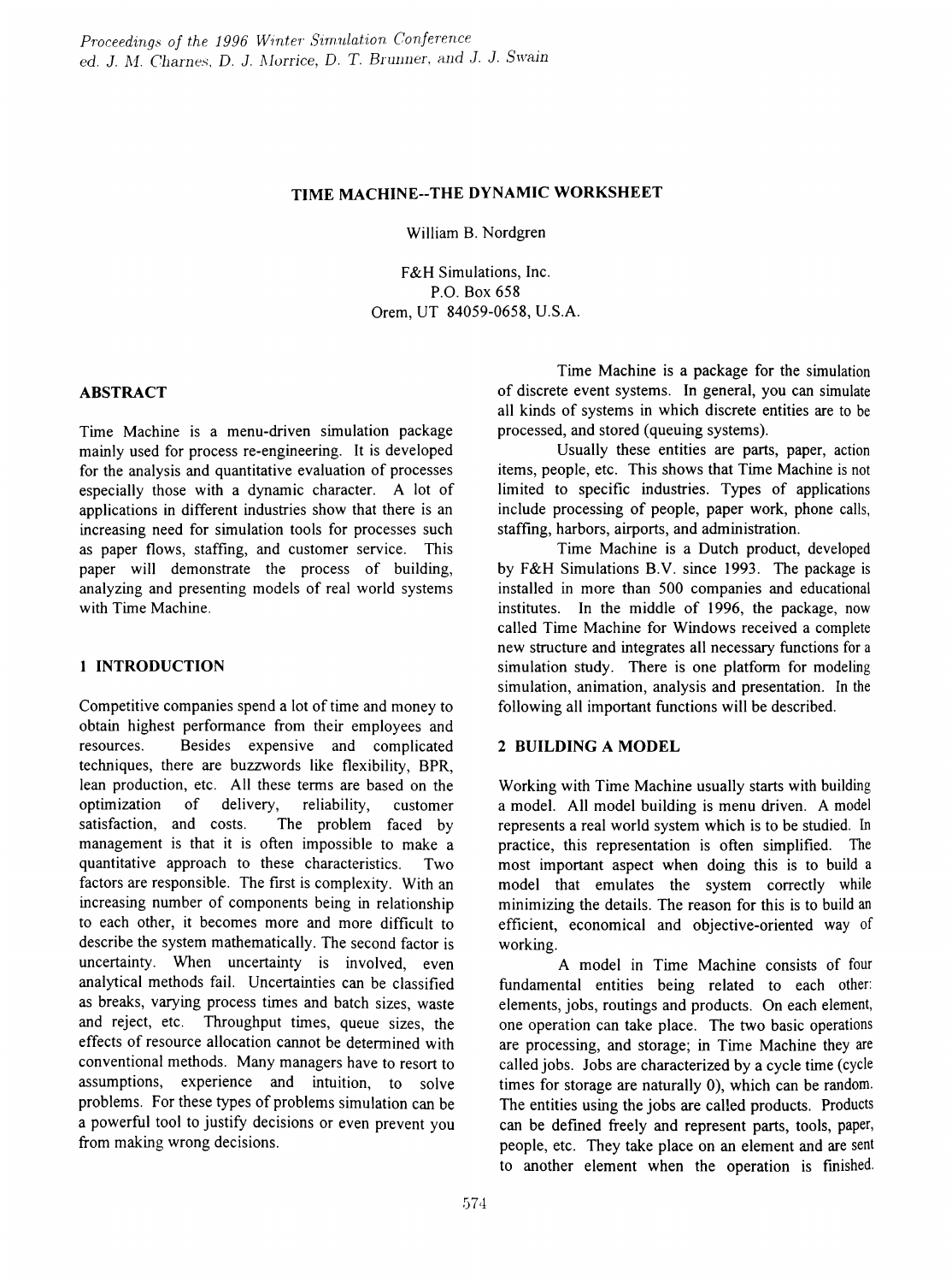# TIME MACHINE--THE DYNAMIC WORKSHEET

William B. Nordgren

F&H Simulations, Inc.
P.O. Box 658
Orem, UT 84059-0658, U.S.A.

## ABSTRACT

Time Machine is a menu-driven simulation package mainly used for process re-engineering. It is developed for the analysis and quantitative evaluation of processes especially those with a dynamic character. A lot of applications in different industries show that there is an increasing need for simulation tools for processes such as paper flows, staffing, and customer service. This paper will demonstrate the process of building, analyzing and presenting models of real world systems with Time Machine.

## 1 INTRODUCTION

Competitive companies spend a lot of time and money to obtain highest performance from their employees and resources. Besides expensive and complicated techniques, there are buzzwords like flexibility, BPR, lean production, etc. All these terms are based on the optimization of delivery, reliability, customer satisfaction, and costs. The problem faced by management is that it is often impossible to make a quantitative approach to these characteristics. Two factors are responsible. The first is complexity. With an increasing number of components being in relationship to each other, it becomes more and more difficult to describe the system mathematically. The second factor is uncertainty. When uncertainty is involved, even analytical methods fail. Uncertainties can be classified as breaks, varying process times and batch sizes, waste and reject, etc. Throughput times, queue sizes, the effects of resource allocation cannot be determined with conventional methods. Many managers have to resort to assumptions, experience and intuition, to solve problems. For these types of problems simulation can be a powerful tool to justify decisions or even prevent you from making wrong decisions.

Time Machine is a package for the simulation of discrete event systems. In general, you can simulate all kinds of systems in which discrete entities are to be processed, and stored (queuing systems).

Usually these entities are parts, paper, action items, people, etc. This shows that Time Machine is not limited to specific industries. Types of applications include processing of people, paper work, phone calls, staffing, harbors, airports, and administration.

Time Machine is a Dutch product, developed by F&H Simulations B.V. since 1993. The package is installed in more than 500 companies and educational institutes. In the middle of 1996, the package, now called Time Machine for Windows received a complete new structure and integrates all necessary functions for a simulation study. There is one platform for modeling simulation, animation, analysis and presentation. In the following all important functions will be described.

## 2 BUILDING A MODEL

Working with Time Machine usually starts with building a model. All model building is menu driven. A model represents a real world system which is to be studied. In practice, this representation is often simplified. The most important aspect when doing this is to build a model that emulates the system correctly while minimizing the details. The reason for this is to build an efficient, economical and objective-oriented way of working.

A model in Time Machine consists of four fundamental entities being related to each other: elements, jobs, routings and products. On each element, one operation can take place. The two basic operations are processing, and storage; in Time Machine they are called jobs. Jobs are characterized by a cycle time (cycle times for storage are naturally 0), which can be random. The entities using the jobs are called products. Products can be defined freely and represent parts, tools, paper, people, etc. They take place on an element and are sent to another element when the operation is finished.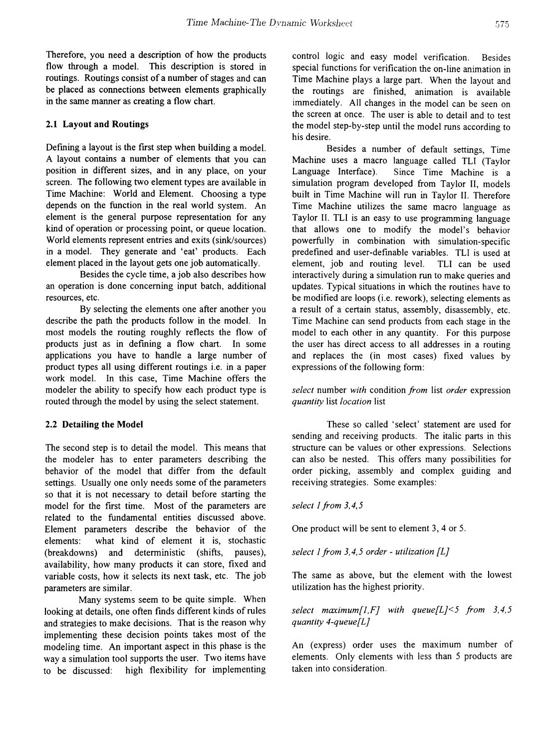Therefore, you need a description of how the products flow through a model. This description is stored in routings. Routings consist of a number of stages and can be placed as connections between elements graphically in the same manner as creating a flow chart.

### 2.1 Layout and Routings

Defining a layout is the first step when building a model. A layout contains a number of elements that you can position in different sizes, and in any place, on your screen. The following two element types are available in Time Machine: World and Element. Choosing a type depends on the function in the real world system. An element is the general purpose representation for any kind of operation or processing point, or queue location. World elements represent entries and exits (sink/sources) in a model. They generate and 'eat' products. Each element placed in the layout gets one job automatically.

Besides the cycle time, a job also describes how an operation is done concerning input batch, additional resources, etc.

By selecting the elements one after another you describe the path the products follow in the model. In most models the routing roughly reflects the flow of products just as in defining a flow chart. In some applications you have to handle a large number of product types all using different routings i.e. in a paper work model. In this case, Time Machine offers the modeler the ability to specify how each product type is routed through the model by using the select statement.

### 2.2 Detailing the Model

The second step is to detail the model. This means that the modeler has to enter parameters describing the behavior of the model that differ from the default settings. Usually one only needs some of the parameters so that it is not necessary to detail before starting the model for the first time. Most of the parameters are related to the fundamental entities discussed above. Element parameters describe the behavior of the elements: what kind of element it is, stochastic (breakdowns) and deterministic (shifts, pauses), availability, how many products it can store, fixed and variable costs, how it selects its next task, etc. The job parameters are similar.

Many systems seem to be quite simple. When looking at details, one often finds different kinds of rules and strategies to make decisions. That is the reason why implementing these decision points takes most of the modeling time. An important aspect in this phase is the way a simulation tool supports the user. Two items have to be discussed: high flexibility for implementing control logic and easy model verification. Besides special functions for verification the on-line animation in Time Machine plays a large part. When the layout and the routings are finished, animation is available immediately. All changes in the model can be seen on the screen at once. The user is able to detail and to test the model step-by-step until the model runs according to his desire.

Besides a number of default settings, Time Machine uses a macro language called TLI (Taylor Language Interface). Since Time Machine is a simulation program developed from Taylor II, models built in Time Machine will run in Taylor II. Therefore Time Machine utilizes the same macro language as Taylor II. TLI is an easy to use programming language that allows one to modify the model's behavior powerfully in combination with simulation-specific predefined and user-definable variables. TLI is used at element, job and routing level. TLI can be used interactively during a simulation run to make queries and updates. Typical situations in which the routines have to be modified are loops (i.e. rework), selecting elements as a result of a certain status, assembly, disassembly, etc. Time Machine can send products from each stage in the model to each other in any quantity. For this purpose the user has direct access to all addresses in a routing and replaces the (in most cases) fixed values by expressions of the following form:

*select* number *with* condition *from* list *order* expression *quantity* list *location* list

These so called 'select' statement are used for sending and receiving products. The italic parts in this structure can be values or other expressions. Selections can also be nested. This offers many possibilities for order picking, assembly and complex guiding and receiving strategies. Some examples:

*select 1 from 3,4,5*

One product will be sent to element 3, 4 or 5.

*select 1 from 3,4,5 order - utilization [L]*

The same as above, but the element with the lowest utilization has the highest priority.

*select maximum[1,F] with queue[L]<5 from 3,4,5 quantity 4-queue[L]*

An (express) order uses the maximum number of elements. Only elements with less than 5 products are taken into consideration.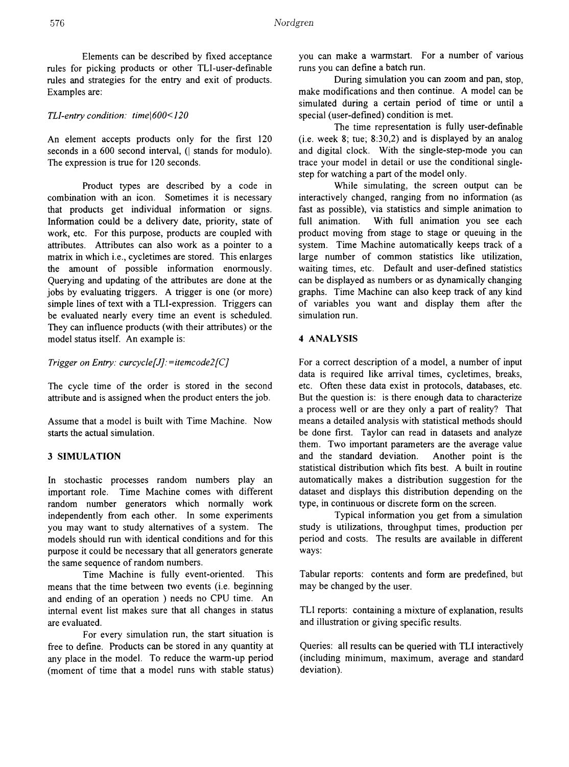Elements can be described by fixed acceptance rules for picking products or other TLI-user-definable rules and strategies for the entry and exit of products. Examples are:

*TLI-entry condition: time|600<120*

An element accepts products only for the first 120 seconds in a 600 second interval, (| stands for modulo). The expression is true for 120 seconds.

Product types are described by a code in combination with an icon. Sometimes it is necessary that products get individual information or signs. Information could be a delivery date, priority, state of work, etc. For this purpose, products are coupled with attributes. Attributes can also work as a pointer to a matrix in which i.e., cycletimes are stored. This enlarges the amount of possible information enormously. Querying and updating of the attributes are done at the jobs by evaluating triggers. A trigger is one (or more) simple lines of text with a TLI-expression. Triggers can be evaluated nearly every time an event is scheduled. They can influence products (with their attributes) or the model status itself. An example is:

*Trigger on Entry: curcycle[J]:=itemcode2[C]*

The cycle time of the order is stored in the second attribute and is assigned when the product enters the job.

Assume that a model is built with Time Machine. Now starts the actual simulation.

## 3 SIMULATION

In stochastic processes random numbers play an important role. Time Machine comes with different random number generators which normally work independently from each other. In some experiments you may want to study alternatives of a system. The models should run with identical conditions and for this purpose it could be necessary that all generators generate the same sequence of random numbers.

Time Machine is fully event-oriented. This means that the time between two events (i.e. beginning and ending of an operation ) needs no CPU time. An internal event list makes sure that all changes in status are evaluated.

For every simulation run, the start situation is free to define. Products can be stored in any quantity at any place in the model. To reduce the warm-up period (moment of time that a model runs with stable status) you can make a warmstart. For a number of various runs you can define a batch run.

During simulation you can zoom and pan, stop, make modifications and then continue. A model can be simulated during a certain period of time or until a special (user-defined) condition is met.

The time representation is fully user-definable (i.e. week 8; tue; 8:30,2) and is displayed by an analog and digital clock. With the single-step-mode you can trace your model in detail or use the conditional single-step for watching a part of the model only.

While simulating, the screen output can be interactively changed, ranging from no information (as fast as possible), via statistics and simple animation to full animation. With full animation you see each product moving from stage to stage or queuing in the system. Time Machine automatically keeps track of a large number of common statistics like utilization, waiting times, etc. Default and user-defined statistics can be displayed as numbers or as dynamically changing graphs. Time Machine can also keep track of any kind of variables you want and display them after the simulation run.

## 4 ANALYSIS

For a correct description of a model, a number of input data is required like arrival times, cycletimes, breaks, etc. Often these data exist in protocols, databases, etc. But the question is: is there enough data to characterize a process well or are they only a part of reality? That means a detailed analysis with statistical methods should be done first. Taylor can read in datasets and analyze them. Two important parameters are the average value and the standard deviation. Another point is the statistical distribution which fits best. A built in routine automatically makes a distribution suggestion for the dataset and displays this distribution depending on the type, in continuous or discrete form on the screen.

Typical information you get from a simulation study is utilizations, throughput times, production per period and costs. The results are available in different ways:

Tabular reports: contents and form are predefined, but may be changed by the user.

TLI reports: containing a mixture of explanation, results and illustration or giving specific results.

Queries: all results can be queried with TLI interactively (including minimum, maximum, average and standard deviation).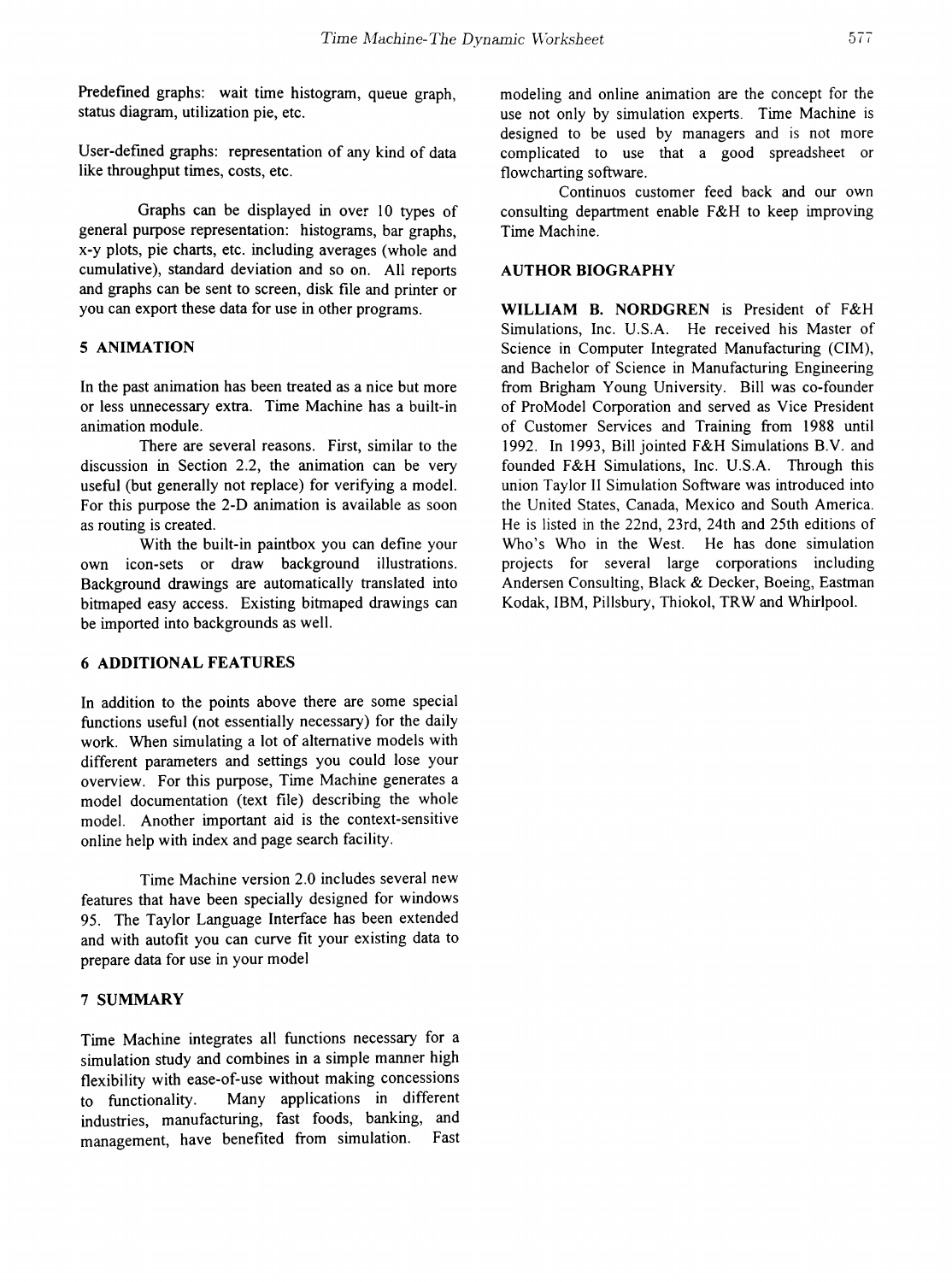Predefined graphs: wait time histogram, queue graph, status diagram, utilization pie, etc.

User-defined graphs: representation of any kind of data like throughput times, costs, etc.

Graphs can be displayed in over 10 types of general purpose representation: histograms, bar graphs, x-y plots, pie charts, etc. including averages (whole and cumulative), standard deviation and so on. All reports and graphs can be sent to screen, disk file and printer or you can export these data for use in other programs.

## 5 ANIMATION

In the past animation has been treated as a nice but more or less unnecessary extra. Time Machine has a built-in animation module.

There are several reasons. First, similar to the discussion in Section 2.2, the animation can be very useful (but generally not replace) for verifying a model. For this purpose the 2-D animation is available as soon as routing is created.

With the built-in paintbox you can define your own icon-sets or draw background illustrations. Background drawings are automatically translated into bitmaped easy access. Existing bitmaped drawings can be imported into backgrounds as well.

## 6 ADDITIONAL FEATURES

In addition to the points above there are some special functions useful (not essentially necessary) for the daily work. When simulating a lot of alternative models with different parameters and settings you could lose your overview. For this purpose, Time Machine generates a model documentation (text file) describing the whole model. Another important aid is the context-sensitive online help with index and page search facility.

Time Machine version 2.0 includes several new features that have been specially designed for windows 95. The Taylor Language Interface has been extended and with autofit you can curve fit your existing data to prepare data for use in your model

## 7 SUMMARY

Time Machine integrates all functions necessary for a simulation study and combines in a simple manner high flexibility with ease-of-use without making concessions to functionality. Many applications in different industries, manufacturing, fast foods, banking, and management, have benefited from simulation. Fast modeling and online animation are the concept for the use not only by simulation experts. Time Machine is designed to be used by managers and is not more complicated to use that a good spreadsheet or flowcharting software.

Continuos customer feed back and our own consulting department enable F&H to keep improving Time Machine.

## AUTHOR BIOGRAPHY

**WILLIAM B. NORDGREN** is President of F&H Simulations, Inc. U.S.A. He received his Master of Science in Computer Integrated Manufacturing (CIM), and Bachelor of Science in Manufacturing Engineering from Brigham Young University. Bill was co-founder of ProModel Corporation and served as Vice President of Customer Services and Training from 1988 until 1992. In 1993, Bill jointed F&H Simulations B.V. and founded F&H Simulations, Inc. U.S.A. Through this union Taylor II Simulation Software was introduced into the United States, Canada, Mexico and South America. He is listed in the 22nd, 23rd, 24th and 25th editions of Who's Who in the West. He has done simulation projects for several large corporations including Andersen Consulting, Black & Decker, Boeing, Eastman Kodak, IBM, Pillsbury, Thiokol, TRW and Whirlpool.